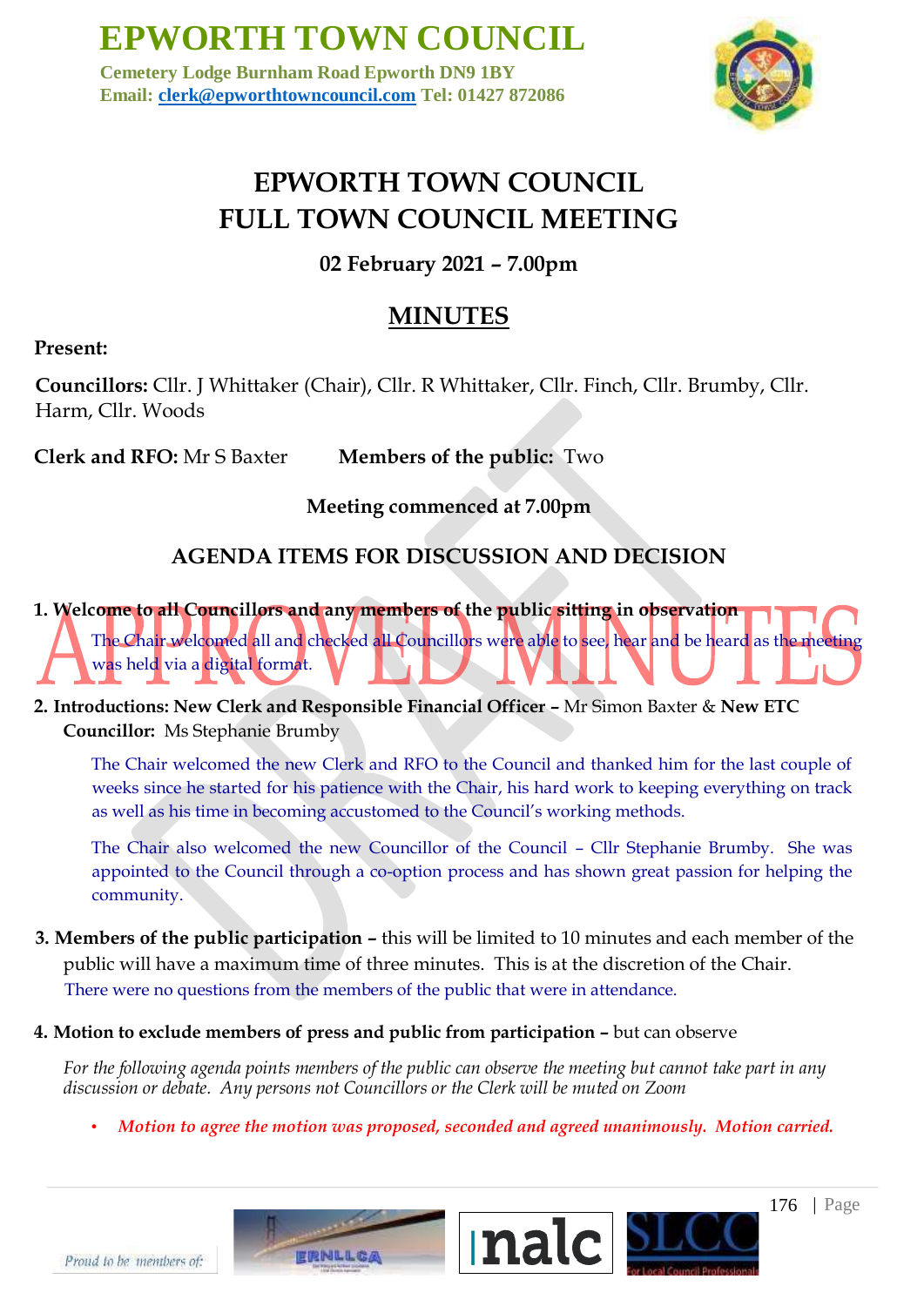# EPWORTH TOWN COUNCIL

**Cemetery Lodge Burnham Road Epworth DN9 1BY**
**Email: clerk@epworthtowncouncil.com Tel: 01427 872086**

## EPWORTH TOWN COUNCIL
## FULL TOWN COUNCIL MEETING

### 02 February 2021 – 7.00pm

## MINUTES

**Present:**

**Councillors:** Cllr. J Whittaker (Chair), Cllr. R Whittaker, Cllr. Finch, Cllr. Brumby, Cllr. Harm, Cllr. Woods

**Clerk and RFO:** Mr S Baxter **Members of the public:** Two

**Meeting commenced at 7.00pm**

### AGENDA ITEMS FOR DISCUSSION AND DECISION

**1. Welcome to all Councillors and any members of the public sitting in observation**

The Chair welcomed all and checked all Councillors were able to see, hear and be heard as the meeting was held via a digital format.

**2. Introductions: New Clerk and Responsible Financial Officer –** Mr Simon Baxter & **New ETC Councillor:** Ms Stephanie Brumby

The Chair welcomed the new Clerk and RFO to the Council and thanked him for the last couple of weeks since he started for his patience with the Chair, his hard work to keeping everything on track as well as his time in becoming accustomed to the Council's working methods.

The Chair also welcomed the new Councillor of the Council – Cllr Stephanie Brumby. She was appointed to the Council through a co-option process and has shown great passion for helping the community.

**3. Members of the public participation –** this will be limited to 10 minutes and each member of the public will have a maximum time of three minutes. This is at the discretion of the Chair.
There were no questions from the members of the public that were in attendance.

**4. Motion to exclude members of press and public from participation –** but can observe

*For the following agenda points members of the public can observe the meeting but cannot take part in any discussion or debate. Any persons not Councillors or the Clerk will be muted on Zoom*

- ***Motion to agree the motion was proposed, seconded and agreed unanimously. Motion carried.***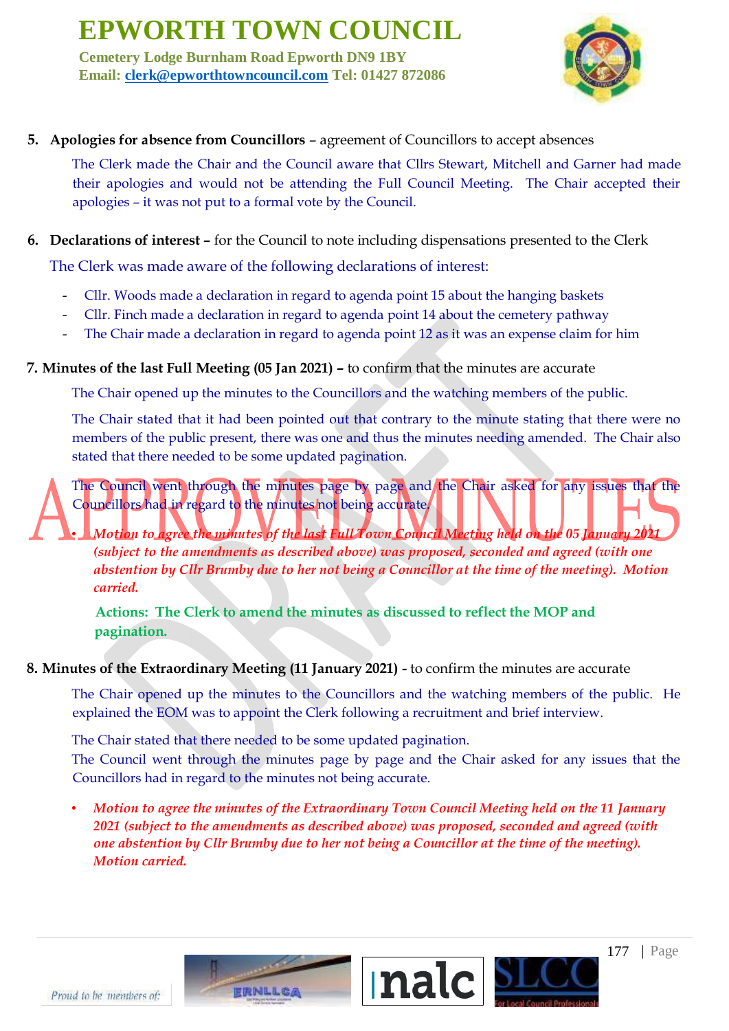**5. Apologies for absence from Councillors** – agreement of Councillors to accept absences

The Clerk made the Chair and the Council aware that Cllrs Stewart, Mitchell and Garner had made their apologies and would not be attending the Full Council Meeting. The Chair accepted their apologies – it was not put to a formal vote by the Council.

**6. Declarations of interest –** for the Council to note including dispensations presented to the Clerk

The Clerk was made aware of the following declarations of interest:

- Cllr. Woods made a declaration in regard to agenda point 15 about the hanging baskets
- Cllr. Finch made a declaration in regard to agenda point 14 about the cemetery pathway
- The Chair made a declaration in regard to agenda point 12 as it was an expense claim for him

**7. Minutes of the last Full Meeting (05 Jan 2021) –** to confirm that the minutes are accurate

The Chair opened up the minutes to the Councillors and the watching members of the public.

The Chair stated that it had been pointed out that contrary to the minute stating that there were no members of the public present, there was one and thus the minutes needing amended. The Chair also stated that there needed to be some updated pagination.

The Council went through the minutes page by page and the Chair asked for any issues that the Councillors had in regard to the minutes not being accurate.

- ***Motion to agree the minutes of the last Full Town Council Meeting held on the 05 January 2021 (subject to the amendments as described above) was proposed, seconded and agreed (with one abstention by Cllr Brumby due to her not being a Councillor at the time of the meeting). Motion carried.***

**Actions: The Clerk to amend the minutes as discussed to reflect the MOP and pagination.**

**8. Minutes of the Extraordinary Meeting (11 January 2021) -** to confirm the minutes are accurate

The Chair opened up the minutes to the Councillors and the watching members of the public. He explained the EOM was to appoint the Clerk following a recruitment and brief interview.

The Chair stated that there needed to be some updated pagination.
The Council went through the minutes page by page and the Chair asked for any issues that the Councillors had in regard to the minutes not being accurate.

- ***Motion to agree the minutes of the Extraordinary Town Council Meeting held on the 11 January 2021 (subject to the amendments as described above) was proposed, seconded and agreed (with one abstention by Cllr Brumby due to her not being a Councillor at the time of the meeting). Motion carried.***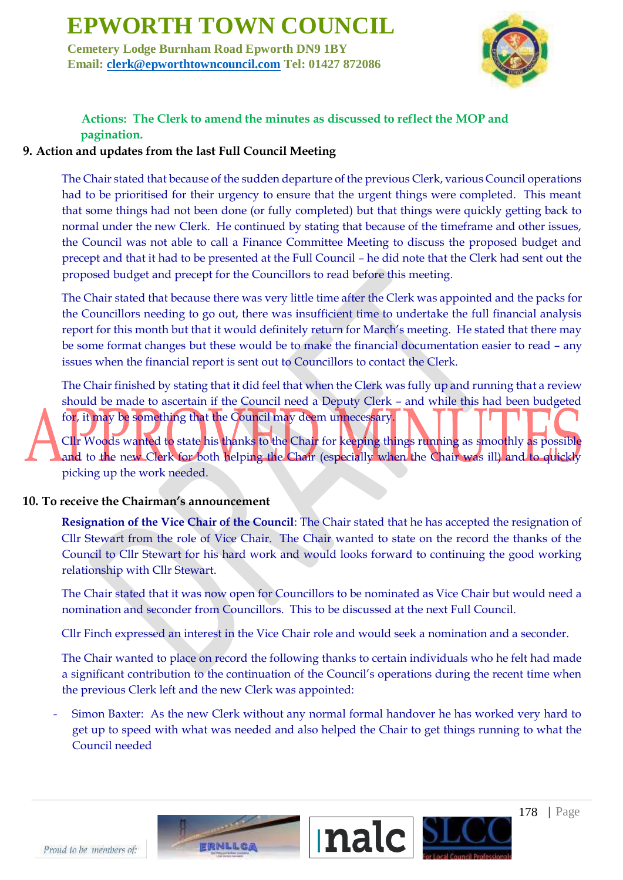**Actions: The Clerk to amend the minutes as discussed to reflect the MOP and pagination.**

**9. Action and updates from the last Full Council Meeting**

The Chair stated that because of the sudden departure of the previous Clerk, various Council operations had to be prioritised for their urgency to ensure that the urgent things were completed. This meant that some things had not been done (or fully completed) but that things were quickly getting back to normal under the new Clerk. He continued by stating that because of the timeframe and other issues, the Council was not able to call a Finance Committee Meeting to discuss the proposed budget and precept and that it had to be presented at the Full Council – he did note that the Clerk had sent out the proposed budget and precept for the Councillors to read before this meeting.

The Chair stated that because there was very little time after the Clerk was appointed and the packs for the Councillors needing to go out, there was insufficient time to undertake the full financial analysis report for this month but that it would definitely return for March's meeting. He stated that there may be some format changes but these would be to make the financial documentation easier to read – any issues when the financial report is sent out to Councillors to contact the Clerk.

The Chair finished by stating that it did feel that when the Clerk was fully up and running that a review should be made to ascertain if the Council need a Deputy Clerk – and while this had been budgeted for, it may be something that the Council may deem unnecessary.

Cllr Woods wanted to state his thanks to the Chair for keeping things running as smoothly as possible and to the new Clerk for both helping the Chair (especially when the Chair was ill) and to quickly picking up the work needed.

**10. To receive the Chairman's announcement**

**Resignation of the Vice Chair of the Council**: The Chair stated that he has accepted the resignation of Cllr Stewart from the role of Vice Chair. The Chair wanted to state on the record the thanks of the Council to Cllr Stewart for his hard work and would looks forward to continuing the good working relationship with Cllr Stewart.

The Chair stated that it was now open for Councillors to be nominated as Vice Chair but would need a nomination and seconder from Councillors. This to be discussed at the next Full Council.

Cllr Finch expressed an interest in the Vice Chair role and would seek a nomination and a seconder.

The Chair wanted to place on record the following thanks to certain individuals who he felt had made a significant contribution to the continuation of the Council's operations during the recent time when the previous Clerk left and the new Clerk was appointed:

- Simon Baxter: As the new Clerk without any normal formal handover he has worked very hard to get up to speed with what was needed and also helped the Chair to get things running to what the Council needed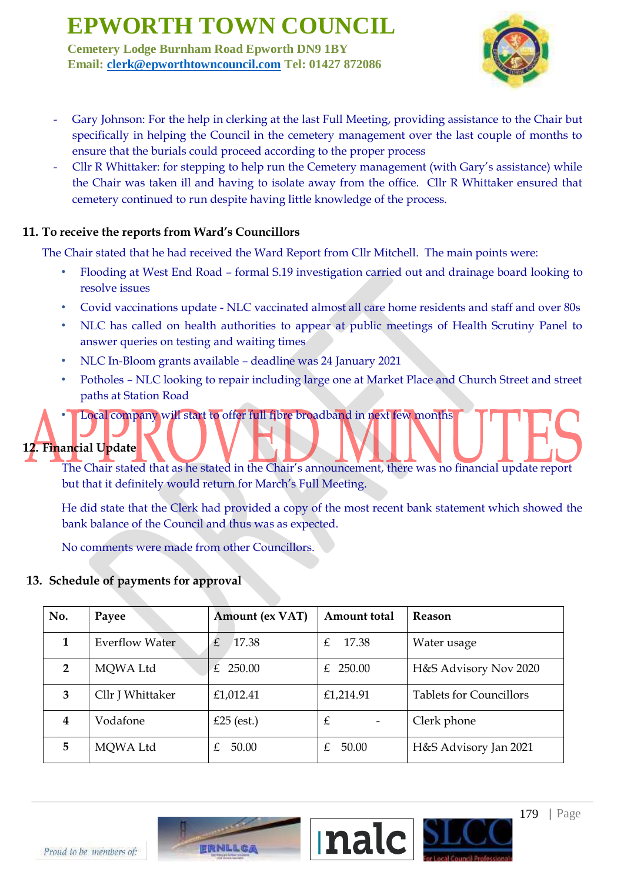- Gary Johnson: For the help in clerking at the last Full Meeting, providing assistance to the Chair but specifically in helping the Council in the cemetery management over the last couple of months to ensure that the burials could proceed according to the proper process
- Cllr R Whittaker: for stepping to help run the Cemetery management (with Gary's assistance) while the Chair was taken ill and having to isolate away from the office. Cllr R Whittaker ensured that cemetery continued to run despite having little knowledge of the process.

## 11. To receive the reports from Ward's Councillors

The Chair stated that he had received the Ward Report from Cllr Mitchell. The main points were:

- Flooding at West End Road – formal S.19 investigation carried out and drainage board looking to resolve issues
- Covid vaccinations update - NLC vaccinated almost all care home residents and staff and over 80s
- NLC has called on health authorities to appear at public meetings of Health Scrutiny Panel to answer queries on testing and waiting times
- NLC In-Bloom grants available – deadline was 24 January 2021
- Potholes – NLC looking to repair including large one at Market Place and Church Street and street paths at Station Road
- Local company will start to offer full fibre broadband in next few months

## 12. Financial Update

The Chair stated that as he stated in the Chair's announcement, there was no financial update report but that it definitely would return for March's Full Meeting.

He did state that the Clerk had provided a copy of the most recent bank statement which showed the bank balance of the Council and thus was as expected.

No comments were made from other Councillors.

## 13. Schedule of payments for approval

| No. | Payee | Amount (ex VAT) | Amount total | Reason |
|---|---|---|---|---|
| 1 | Everflow Water | £ 17.38 | £ 17.38 | Water usage |
| 2 | MQWA Ltd | £ 250.00 | £ 250.00 | H&S Advisory Nov 2020 |
| 3 | Cllr J Whittaker | £1,012.41 | £1,214.91 | Tablets for Councillors |
| 4 | Vodafone | £25 (est.) | £ - | Clerk phone |
| 5 | MQWA Ltd | £ 50.00 | £ 50.00 | H&S Advisory Jan 2021 |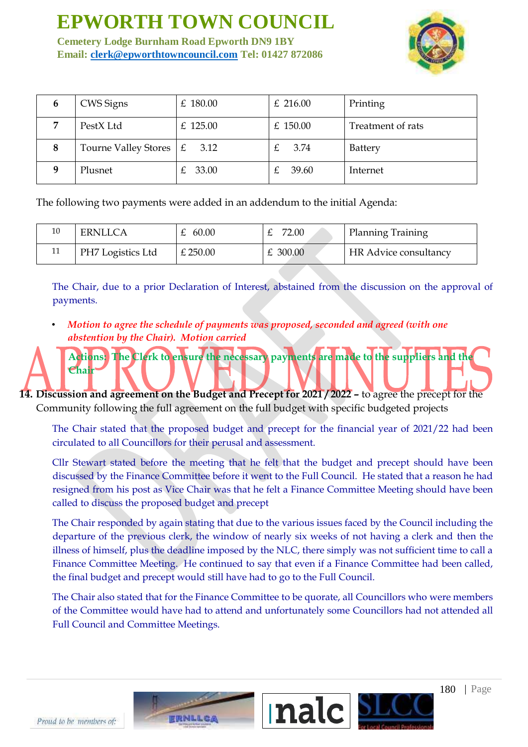| 6 | CWS Signs | £ 180.00 | £ 216.00 | Printing |
|---|---|---|---|---|
| 7 | PestX Ltd | £ 125.00 | £ 150.00 | Treatment of rats |
| 8 | Tourne Valley Stores | £ 3.12 | £ 3.74 | Battery |
| 9 | Plusnet | £ 33.00 | £ 39.60 | Internet |

The following two payments were added in an addendum to the initial Agenda:

| 10 | ERNLLCA | £ 60.00 | £ 72.00 | Planning Training |
|---|---|---|---|---|
| 11 | PH7 Logistics Ltd | £ 250.00 | £ 300.00 | HR Advice consultancy |

The Chair, due to a prior Declaration of Interest, abstained from the discussion on the approval of payments.

- ***Motion to agree the schedule of payments was proposed, seconded and agreed (with one abstention by the Chair). Motion carried***

**Actions: The Clerk to ensure the necessary payments are made to the suppliers and the Chair**

APPROVED MINUTES

**14. Discussion and agreement on the Budget and Precept for 2021/2022 –** to agree the precept for the Community following the full agreement on the full budget with specific budgeted projects

The Chair stated that the proposed budget and precept for the financial year of 2021/22 had been circulated to all Councillors for their perusal and assessment.

Cllr Stewart stated before the meeting that he felt that the budget and precept should have been discussed by the Finance Committee before it went to the Full Council. He stated that a reason he had resigned from his post as Vice Chair was that he felt a Finance Committee Meeting should have been called to discuss the proposed budget and precept

The Chair responded by again stating that due to the various issues faced by the Council including the departure of the previous clerk, the window of nearly six weeks of not having a clerk and then the illness of himself, plus the deadline imposed by the NLC, there simply was not sufficient time to call a Finance Committee Meeting. He continued to say that even if a Finance Committee had been called, the final budget and precept would still have had to go to the Full Council.

The Chair also stated that for the Finance Committee to be quorate, all Councillors who were members of the Committee would have had to attend and unfortunately some Councillors had not attended all Full Council and Committee Meetings.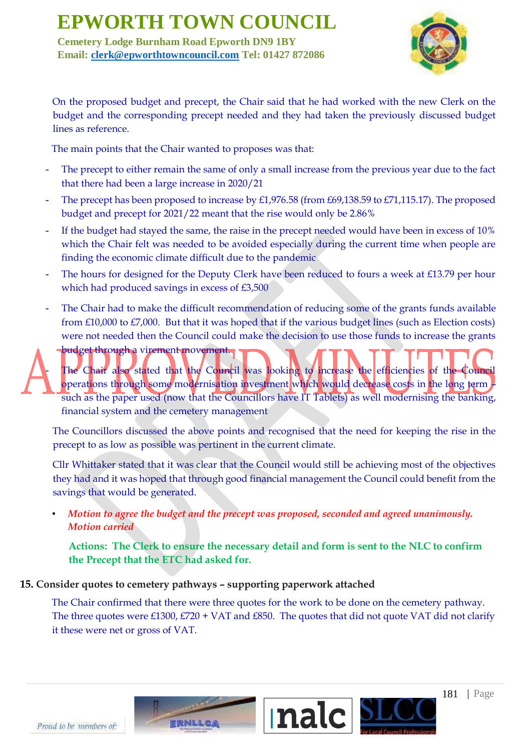On the proposed budget and precept, the Chair said that he had worked with the new Clerk on the budget and the corresponding precept needed and they had taken the previously discussed budget lines as reference.

The main points that the Chair wanted to proposes was that:

- The precept to either remain the same of only a small increase from the previous year due to the fact that there had been a large increase in 2020/21
- The precept has been proposed to increase by £1,976.58 (from £69,138.59 to £71,115.17). The proposed budget and precept for 2021/22 meant that the rise would only be 2.86%
- If the budget had stayed the same, the raise in the precept needed would have been in excess of 10% which the Chair felt was needed to be avoided especially during the current time when people are finding the economic climate difficult due to the pandemic
- The hours for designed for the Deputy Clerk have been reduced to fours a week at £13.79 per hour which had produced savings in excess of £3,500
- The Chair had to make the difficult recommendation of reducing some of the grants funds available from £10,000 to £7,000. But that it was hoped that if the various budget lines (such as Election costs) were not needed then the Council could make the decision to use those funds to increase the grants budget through a virement movement.
- The Chair also stated that the Council was looking to increase the efficiencies of the Council operations through some modernisation investment which would decrease costs in the long term – such as the paper used (now that the Councillors have IT Tablets) as well modernising the banking, financial system and the cemetery management

The Councillors discussed the above points and recognised that the need for keeping the rise in the precept to as low as possible was pertinent in the current climate.

Cllr Whittaker stated that it was clear that the Council would still be achieving most of the objectives they had and it was hoped that through good financial management the Council could benefit from the savings that would be generated.

- ***Motion to agree the budget and the precept was proposed, seconded and agreed unanimously. Motion carried***

**Actions: The Clerk to ensure the necessary detail and form is sent to the NLC to confirm the Precept that the ETC had asked for.**

**15. Consider quotes to cemetery pathways – supporting paperwork attached**

The Chair confirmed that there were three quotes for the work to be done on the cemetery pathway. The three quotes were £1300, £720 + VAT and £850. The quotes that did not quote VAT did not clarify it these were net or gross of VAT.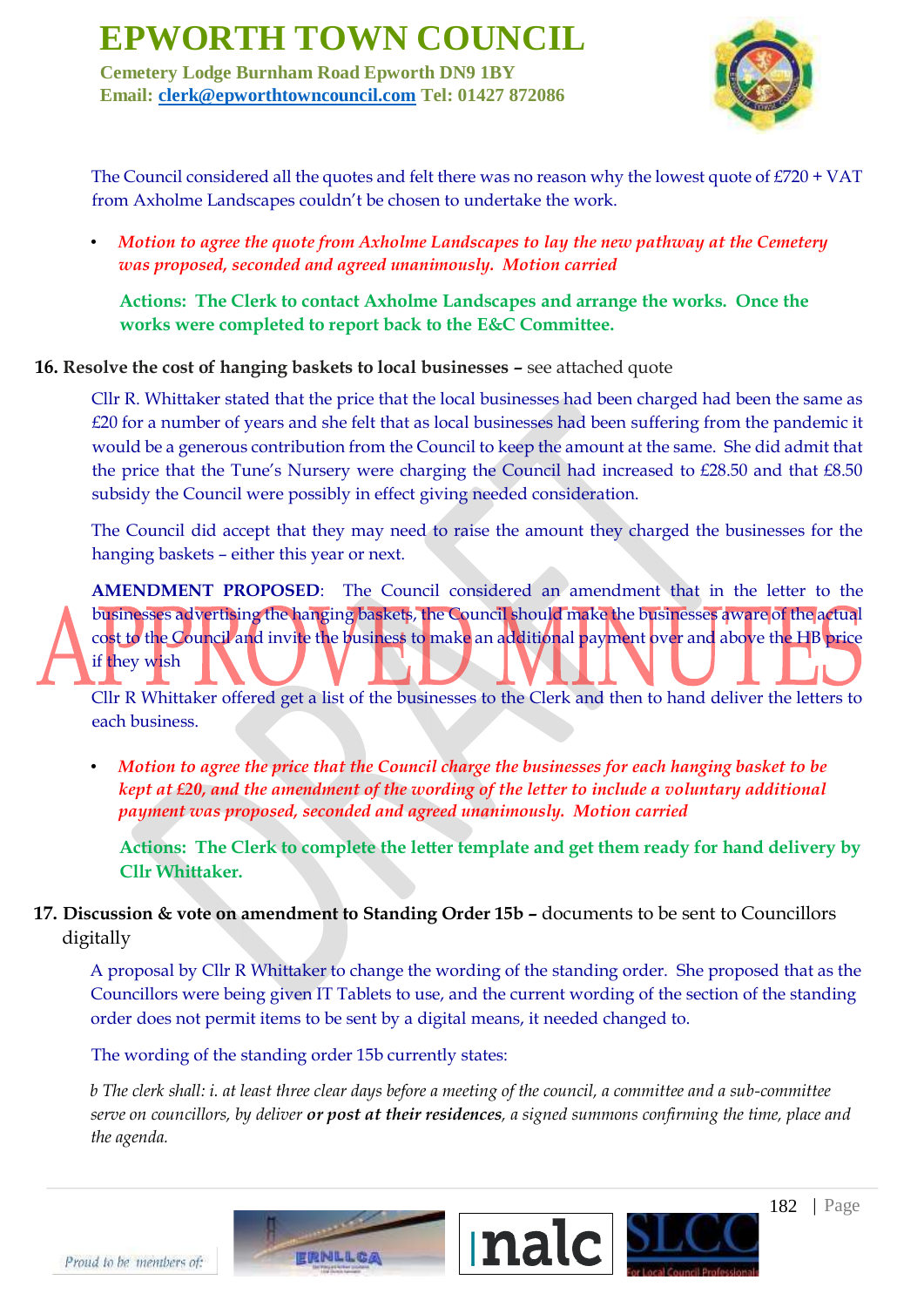The Council considered all the quotes and felt there was no reason why the lowest quote of £720 + VAT from Axholme Landscapes couldn't be chosen to undertake the work.

- *Motion to agree the quote from Axholme Landscapes to lay the new pathway at the Cemetery was proposed, seconded and agreed unanimously. Motion carried*

**Actions: The Clerk to contact Axholme Landscapes and arrange the works. Once the works were completed to report back to the E&C Committee.**

**16. Resolve the cost of hanging baskets to local businesses –** see attached quote

Cllr R. Whittaker stated that the price that the local businesses had been charged had been the same as £20 for a number of years and she felt that as local businesses had been suffering from the pandemic it would be a generous contribution from the Council to keep the amount at the same. She did admit that the price that the Tune's Nursery were charging the Council had increased to £28.50 and that £8.50 subsidy the Council were possibly in effect giving needed consideration.

The Council did accept that they may need to raise the amount they charged the businesses for the hanging baskets – either this year or next.

**AMENDMENT PROPOSED**: The Council considered an amendment that in the letter to the businesses advertising the hanging baskets, the Council should make the businesses aware of the actual cost to the Council and invite the business to make an additional payment over and above the HB price if they wish

Cllr R Whittaker offered get a list of the businesses to the Clerk and then to hand deliver the letters to each business.

- *Motion to agree the price that the Council charge the businesses for each hanging basket to be kept at £20, and the amendment of the wording of the letter to include a voluntary additional payment was proposed, seconded and agreed unanimously. Motion carried*

**Actions: The Clerk to complete the letter template and get them ready for hand delivery by Cllr Whittaker.**

**17. Discussion & vote on amendment to Standing Order 15b –** documents to be sent to Councillors digitally

A proposal by Cllr R Whittaker to change the wording of the standing order. She proposed that as the Councillors were being given IT Tablets to use, and the current wording of the section of the standing order does not permit items to be sent by a digital means, it needed changed to.

The wording of the standing order 15b currently states:

*b The clerk shall: i. at least three clear days before a meeting of the council, a committee and a sub-committee serve on councillors, by deliver* ***or post at their residences****, a signed summons confirming the time, place and the agenda.*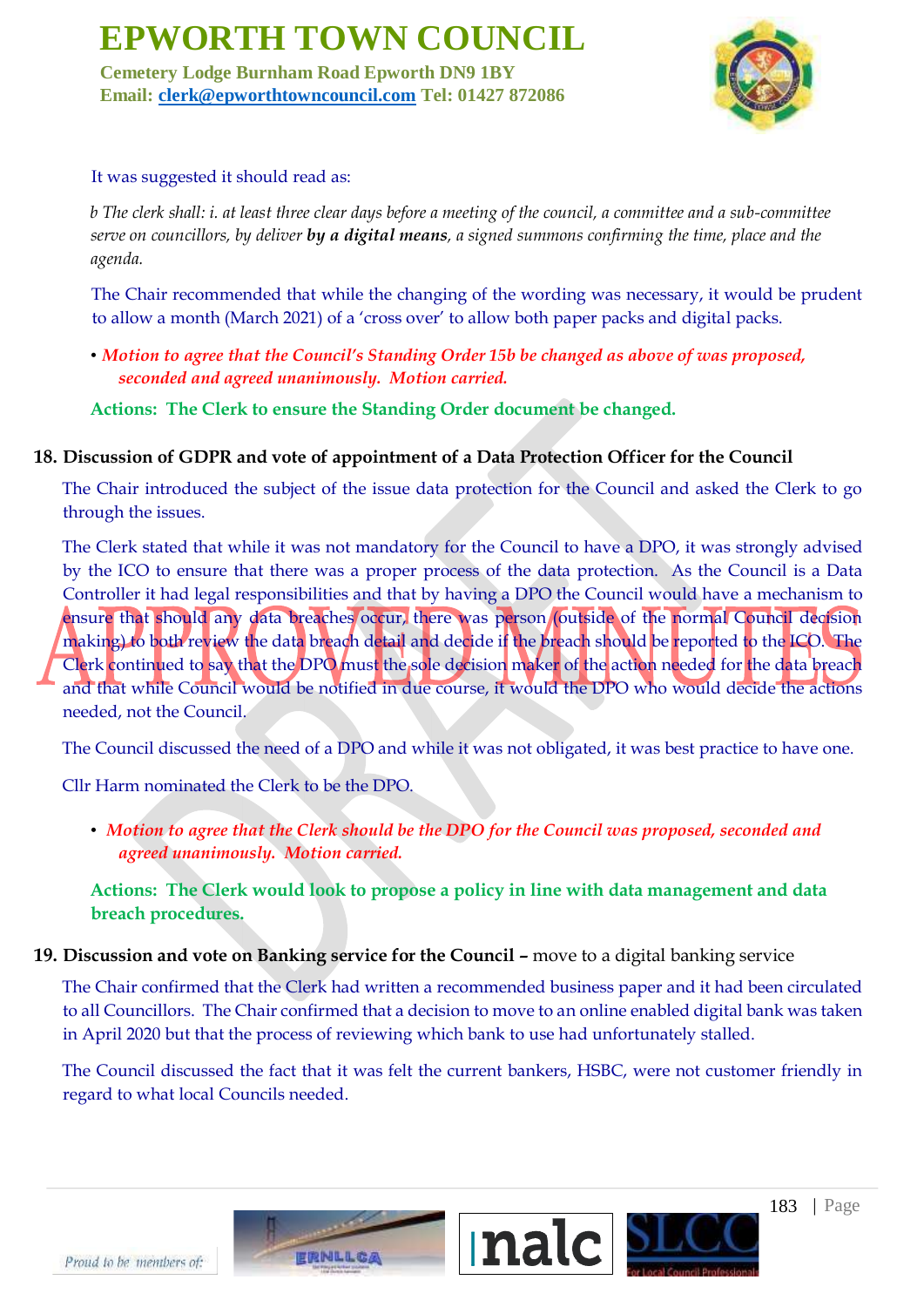It was suggested it should read as:

*b The clerk shall: i. at least three clear days before a meeting of the council, a committee and a sub-committee serve on councillors, by deliver* ***by a digital means****, a signed summons confirming the time, place and the agenda.*

The Chair recommended that while the changing of the wording was necessary, it would be prudent to allow a month (March 2021) of a 'cross over' to allow both paper packs and digital packs.

- ***Motion to agree that the Council's Standing Order 15b be changed as above of was proposed, seconded and agreed unanimously. Motion carried.***

**Actions: The Clerk to ensure the Standing Order document be changed.**

## 18. Discussion of GDPR and vote of appointment of a Data Protection Officer for the Council

The Chair introduced the subject of the issue data protection for the Council and asked the Clerk to go through the issues.

The Clerk stated that while it was not mandatory for the Council to have a DPO, it was strongly advised by the ICO to ensure that there was a proper process of the data protection. As the Council is a Data Controller it had legal responsibilities and that by having a DPO the Council would have a mechanism to ensure that should any data breaches occur, there was person (outside of the normal Council decision making) to both review the data breach detail and decide if the breach should be reported to the ICO. The Clerk continued to say that the DPO must the sole decision maker of the action needed for the data breach and that while Council would be notified in due course, it would the DPO who would decide the actions needed, not the Council.

The Council discussed the need of a DPO and while it was not obligated, it was best practice to have one.

Cllr Harm nominated the Clerk to be the DPO.

- ***Motion to agree that the Clerk should be the DPO for the Council was proposed, seconded and agreed unanimously. Motion carried.***

**Actions: The Clerk would look to propose a policy in line with data management and data breach procedures.**

## 19. Discussion and vote on Banking service for the Council – move to a digital banking service

The Chair confirmed that the Clerk had written a recommended business paper and it had been circulated to all Councillors. The Chair confirmed that a decision to move to an online enabled digital bank was taken in April 2020 but that the process of reviewing which bank to use had unfortunately stalled.

The Council discussed the fact that it was felt the current bankers, HSBC, were not customer friendly in regard to what local Councils needed.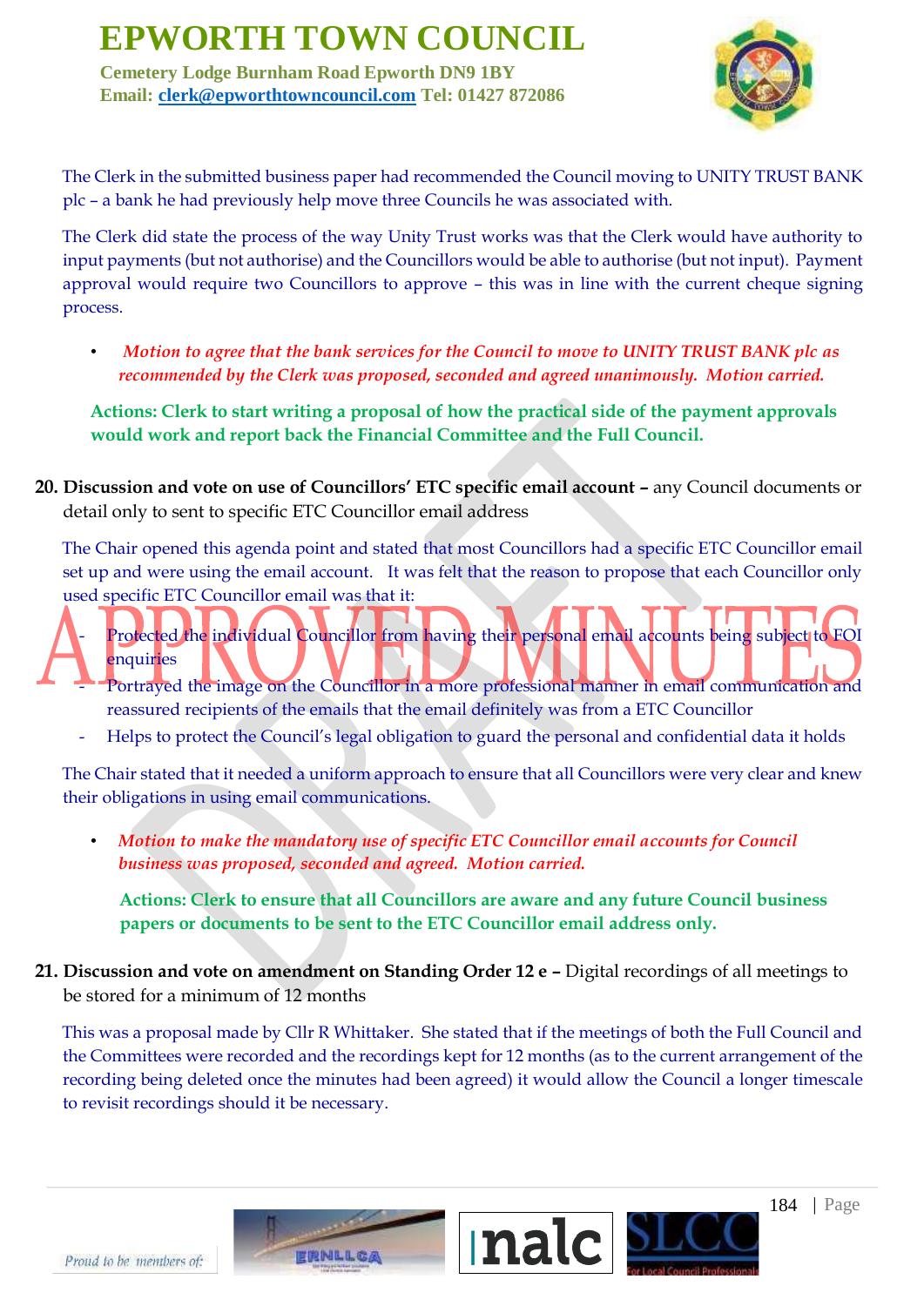The Clerk in the submitted business paper had recommended the Council moving to UNITY TRUST BANK plc – a bank he had previously help move three Councils he was associated with.

The Clerk did state the process of the way Unity Trust works was that the Clerk would have authority to input payments (but not authorise) and the Councillors would be able to authorise (but not input). Payment approval would require two Councillors to approve – this was in line with the current cheque signing process.

- *Motion to agree that the bank services for the Council to move to UNITY TRUST BANK plc as recommended by the Clerk was proposed, seconded and agreed unanimously. Motion carried.*

**Actions: Clerk to start writing a proposal of how the practical side of the payment approvals would work and report back the Financial Committee and the Full Council.**

**20. Discussion and vote on use of Councillors' ETC specific email account –** any Council documents or detail only to sent to specific ETC Councillor email address

The Chair opened this agenda point and stated that most Councillors had a specific ETC Councillor email set up and were using the email account. It was felt that the reason to propose that each Councillor only used specific ETC Councillor email was that it:

- Protected the individual Councillor from having their personal email accounts being subject to FOI enquiries
- Portrayed the image on the Councillor in a more professional manner in email communication and reassured recipients of the emails that the email definitely was from a ETC Councillor
- Helps to protect the Council's legal obligation to guard the personal and confidential data it holds

The Chair stated that it needed a uniform approach to ensure that all Councillors were very clear and knew their obligations in using email communications.

- *Motion to make the mandatory use of specific ETC Councillor email accounts for Council business was proposed, seconded and agreed. Motion carried.*

**Actions: Clerk to ensure that all Councillors are aware and any future Council business papers or documents to be sent to the ETC Councillor email address only.**

**21. Discussion and vote on amendment on Standing Order 12 e –** Digital recordings of all meetings to be stored for a minimum of 12 months

This was a proposal made by Cllr R Whittaker. She stated that if the meetings of both the Full Council and the Committees were recorded and the recordings kept for 12 months (as to the current arrangement of the recording being deleted once the minutes had been agreed) it would allow the Council a longer timescale to revisit recordings should it be necessary.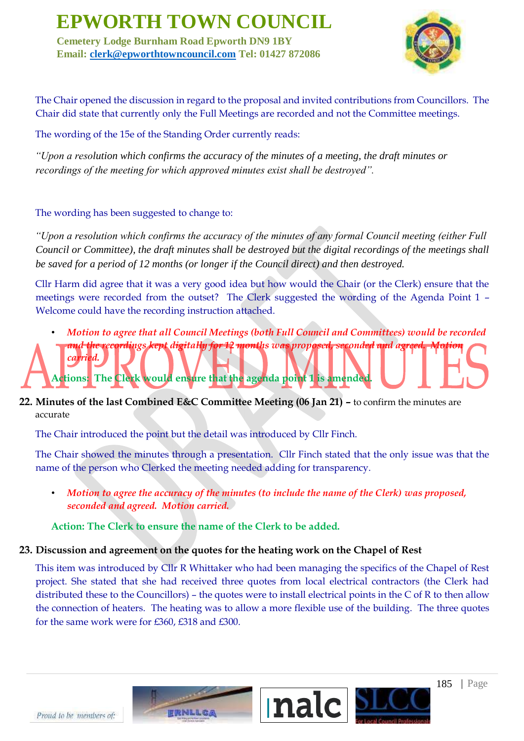The Chair opened the discussion in regard to the proposal and invited contributions from Councillors. The Chair did state that currently only the Full Meetings are recorded and not the Committee meetings.

The wording of the 15e of the Standing Order currently reads:

*"Upon a resolution which confirms the accuracy of the minutes of a meeting, the draft minutes or recordings of the meeting for which approved minutes exist shall be destroyed".*

The wording has been suggested to change to:

*"Upon a resolution which confirms the accuracy of the minutes of any formal Council meeting (either Full Council or Committee), the draft minutes shall be destroyed but the digital recordings of the meetings shall be saved for a period of 12 months (or longer if the Council direct) and then destroyed.*

Cllr Harm did agree that it was a very good idea but how would the Chair (or the Clerk) ensure that the meetings were recorded from the outset? The Clerk suggested the wording of the Agenda Point 1 – Welcome could have the recording instruction attached.

- ***Motion to agree that all Council Meetings (both Full Council and Committees) would be recorded and the recordings kept digitally for 12 months was proposed, seconded and agreed. Motion carried.***

**Actions: The Clerk would ensure that the agenda point 1 is amended.**

**22. Minutes of the last Combined E&C Committee Meeting (06 Jan 21) –** to confirm the minutes are accurate

The Chair introduced the point but the detail was introduced by Cllr Finch.

The Chair showed the minutes through a presentation. Cllr Finch stated that the only issue was that the name of the person who Clerked the meeting needed adding for transparency.

- ***Motion to agree the accuracy of the minutes (to include the name of the Clerk) was proposed, seconded and agreed. Motion carried.***

**Action: The Clerk to ensure the name of the Clerk to be added.**

**23. Discussion and agreement on the quotes for the heating work on the Chapel of Rest**

This item was introduced by Cllr R Whittaker who had been managing the specifics of the Chapel of Rest project. She stated that she had received three quotes from local electrical contractors (the Clerk had distributed these to the Councillors) – the quotes were to install electrical points in the C of R to then allow the connection of heaters. The heating was to allow a more flexible use of the building. The three quotes for the same work were for £360, £318 and £300.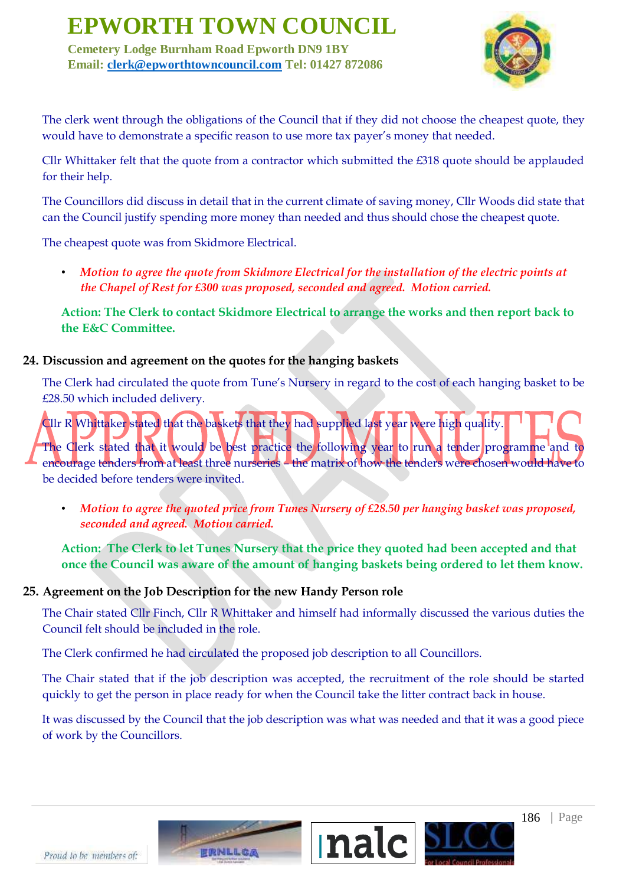The clerk went through the obligations of the Council that if they did not choose the cheapest quote, they would have to demonstrate a specific reason to use more tax payer's money that needed.

Cllr Whittaker felt that the quote from a contractor which submitted the £318 quote should be applauded for their help.

The Councillors did discuss in detail that in the current climate of saving money, Cllr Woods did state that can the Council justify spending more money than needed and thus should chose the cheapest quote.

The cheapest quote was from Skidmore Electrical.

- ***Motion to agree the quote from Skidmore Electrical for the installation of the electric points at the Chapel of Rest for £300 was proposed, seconded and agreed. Motion carried.***

**Action: The Clerk to contact Skidmore Electrical to arrange the works and then report back to the E&C Committee.**

## 24. Discussion and agreement on the quotes for the hanging baskets

The Clerk had circulated the quote from Tune's Nursery in regard to the cost of each hanging basket to be £28.50 which included delivery.

Cllr R Whittaker stated that the baskets that they had supplied last year were high quality.

The Clerk stated that it would be best practice the following year to run a tender programme and to encourage tenders from at least three nurseries – the matrix of how the tenders were chosen would have to be decided before tenders were invited.

- ***Motion to agree the quoted price from Tunes Nursery of £28.50 per hanging basket was proposed, seconded and agreed. Motion carried.***

**Action: The Clerk to let Tunes Nursery that the price they quoted had been accepted and that once the Council was aware of the amount of hanging baskets being ordered to let them know.**

## 25. Agreement on the Job Description for the new Handy Person role

The Chair stated Cllr Finch, Cllr R Whittaker and himself had informally discussed the various duties the Council felt should be included in the role.

The Clerk confirmed he had circulated the proposed job description to all Councillors.

The Chair stated that if the job description was accepted, the recruitment of the role should be started quickly to get the person in place ready for when the Council take the litter contract back in house.

It was discussed by the Council that the job description was what was needed and that it was a good piece of work by the Councillors.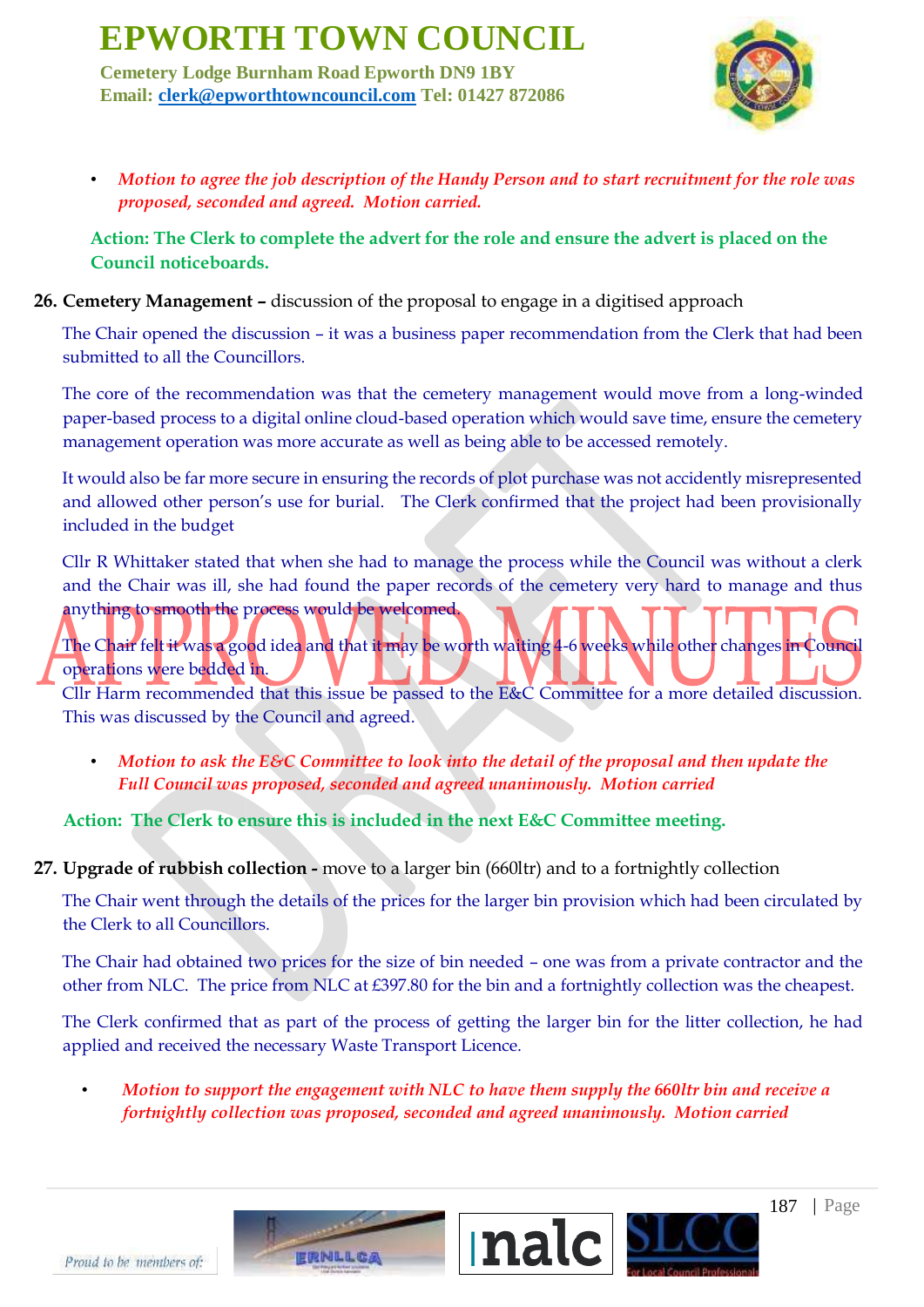- *Motion to agree the job description of the Handy Person and to start recruitment for the role was proposed, seconded and agreed. Motion carried.*

**Action: The Clerk to complete the advert for the role and ensure the advert is placed on the Council noticeboards.**

**26. Cemetery Management –** discussion of the proposal to engage in a digitised approach

The Chair opened the discussion – it was a business paper recommendation from the Clerk that had been submitted to all the Councillors.

The core of the recommendation was that the cemetery management would move from a long-winded paper-based process to a digital online cloud-based operation which would save time, ensure the cemetery management operation was more accurate as well as being able to be accessed remotely.

It would also be far more secure in ensuring the records of plot purchase was not accidently misrepresented and allowed other person's use for burial. The Clerk confirmed that the project had been provisionally included in the budget

Cllr R Whittaker stated that when she had to manage the process while the Council was without a clerk and the Chair was ill, she had found the paper records of the cemetery very hard to manage and thus anything to smooth the process would be welcomed.

The Chair felt it was a good idea and that it may be worth waiting 4-6 weeks while other changes in Council operations were bedded in.

Cllr Harm recommended that this issue be passed to the E&C Committee for a more detailed discussion. This was discussed by the Council and agreed.

- *Motion to ask the E&C Committee to look into the detail of the proposal and then update the Full Council was proposed, seconded and agreed unanimously. Motion carried*

**Action: The Clerk to ensure this is included in the next E&C Committee meeting.**

**27. Upgrade of rubbish collection -** move to a larger bin (660ltr) and to a fortnightly collection

The Chair went through the details of the prices for the larger bin provision which had been circulated by the Clerk to all Councillors.

The Chair had obtained two prices for the size of bin needed – one was from a private contractor and the other from NLC. The price from NLC at £397.80 for the bin and a fortnightly collection was the cheapest.

The Clerk confirmed that as part of the process of getting the larger bin for the litter collection, he had applied and received the necessary Waste Transport Licence.

- *Motion to support the engagement with NLC to have them supply the 660ltr bin and receive a fortnightly collection was proposed, seconded and agreed unanimously. Motion carried*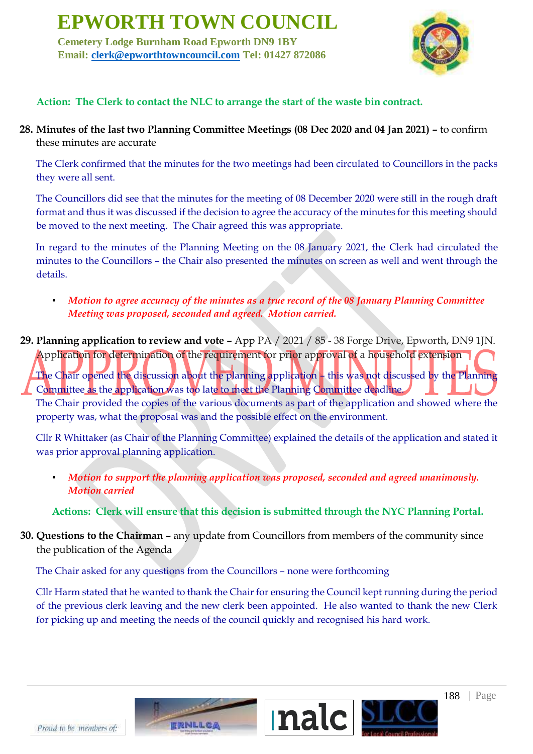**Action: The Clerk to contact the NLC to arrange the start of the waste bin contract.**

28. **Minutes of the last two Planning Committee Meetings (08 Dec 2020 and 04 Jan 2021) –** to confirm these minutes are accurate

The Clerk confirmed that the minutes for the two meetings had been circulated to Councillors in the packs they were all sent.

The Councillors did see that the minutes for the meeting of 08 December 2020 were still in the rough draft format and thus it was discussed if the decision to agree the accuracy of the minutes for this meeting should be moved to the next meeting. The Chair agreed this was appropriate.

In regard to the minutes of the Planning Meeting on the 08 January 2021, the Clerk had circulated the minutes to the Councillors – the Chair also presented the minutes on screen as well and went through the details.

- ***Motion to agree accuracy of the minutes as a true record of the 08 January Planning Committee Meeting was proposed, seconded and agreed. Motion carried.***

29. **Planning application to review and vote –** App PA / 2021 / 85 - 38 Forge Drive, Epworth, DN9 1JN. Application for determination of the requirement for prior approval of a household extension

The Chair opened the discussion about the planning application – this was not discussed by the Planning Committee as the application was too late to meet the Planning Committee deadline.
The Chair provided the copies of the various documents as part of the application and showed where the property was, what the proposal was and the possible effect on the environment.

Cllr R Whittaker (as Chair of the Planning Committee) explained the details of the application and stated it was prior approval planning application.

- ***Motion to support the planning application was proposed, seconded and agreed unanimously. Motion carried***

**Actions: Clerk will ensure that this decision is submitted through the NYC Planning Portal.**

30. **Questions to the Chairman –** any update from Councillors from members of the community since the publication of the Agenda

The Chair asked for any questions from the Councillors – none were forthcoming

Cllr Harm stated that he wanted to thank the Chair for ensuring the Council kept running during the period of the previous clerk leaving and the new clerk been appointed. He also wanted to thank the new Clerk for picking up and meeting the needs of the council quickly and recognised his hard work.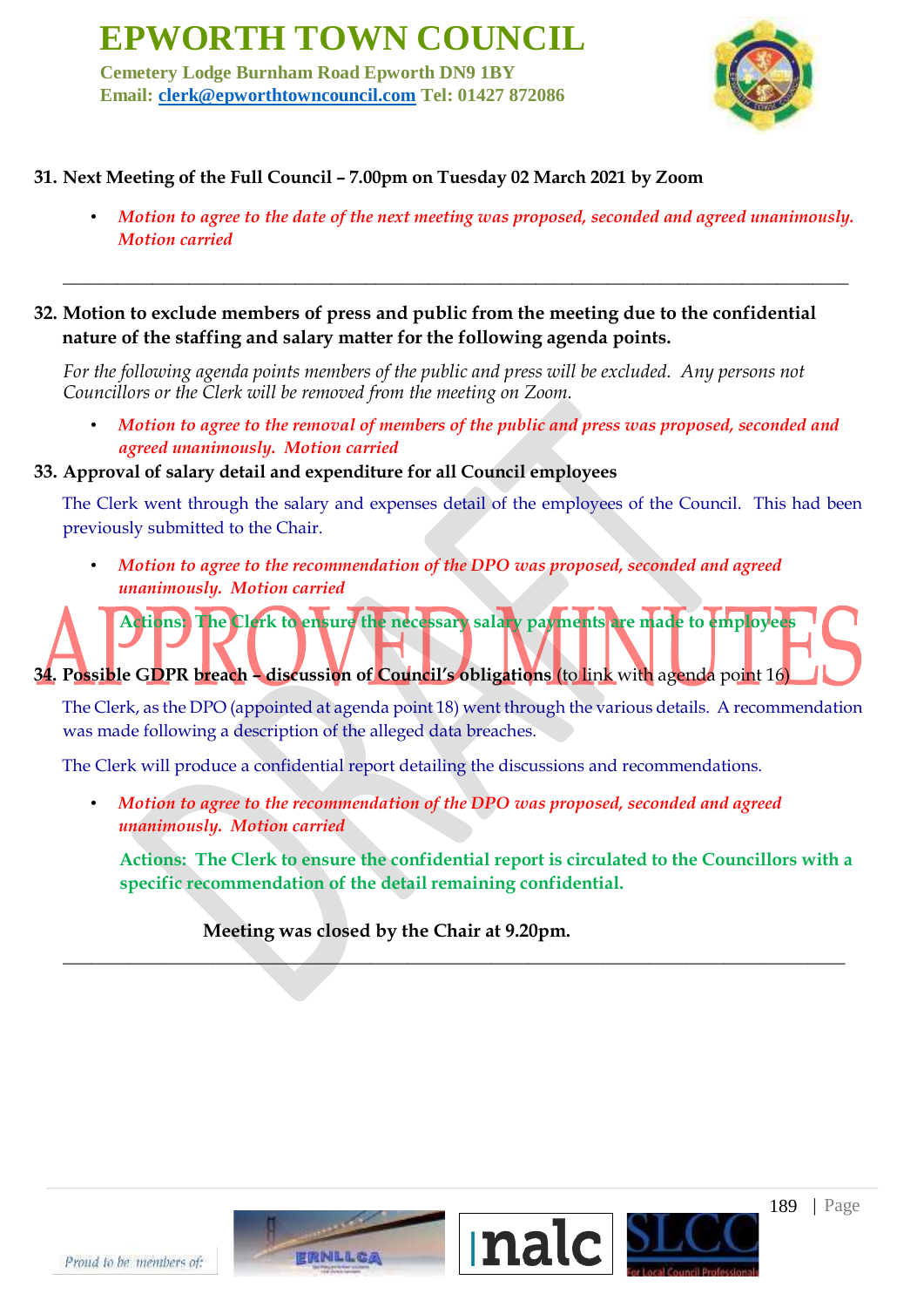**31. Next Meeting of the Full Council – 7.00pm on Tuesday 02 March 2021 by Zoom**

- *Motion to agree to the date of the next meeting was proposed, seconded and agreed unanimously. Motion carried*

---

**32. Motion to exclude members of press and public from the meeting due to the confidential nature of the staffing and salary matter for the following agenda points.**

*For the following agenda points members of the public and press will be excluded. Any persons not Councillors or the Clerk will be removed from the meeting on Zoom.*

- *Motion to agree to the removal of members of the public and press was proposed, seconded and agreed unanimously. Motion carried*

**33. Approval of salary detail and expenditure for all Council employees**

The Clerk went through the salary and expenses detail of the employees of the Council. This had been previously submitted to the Chair.

- *Motion to agree to the recommendation of the DPO was proposed, seconded and agreed unanimously. Motion carried*

  **Actions: The Clerk to ensure the necessary salary payments are made to employees**

APPROVED MINUTES

**34. Possible GDPR breach – discussion of Council's obligations** (to link with agenda point 16)

The Clerk, as the DPO (appointed at agenda point 18) went through the various details. A recommendation was made following a description of the alleged data breaches.

The Clerk will produce a confidential report detailing the discussions and recommendations.

- *Motion to agree to the recommendation of the DPO was proposed, seconded and agreed unanimously. Motion carried*

  **Actions: The Clerk to ensure the confidential report is circulated to the Councillors with a specific recommendation of the detail remaining confidential.**

**Meeting was closed by the Chair at 9.20pm.**

---